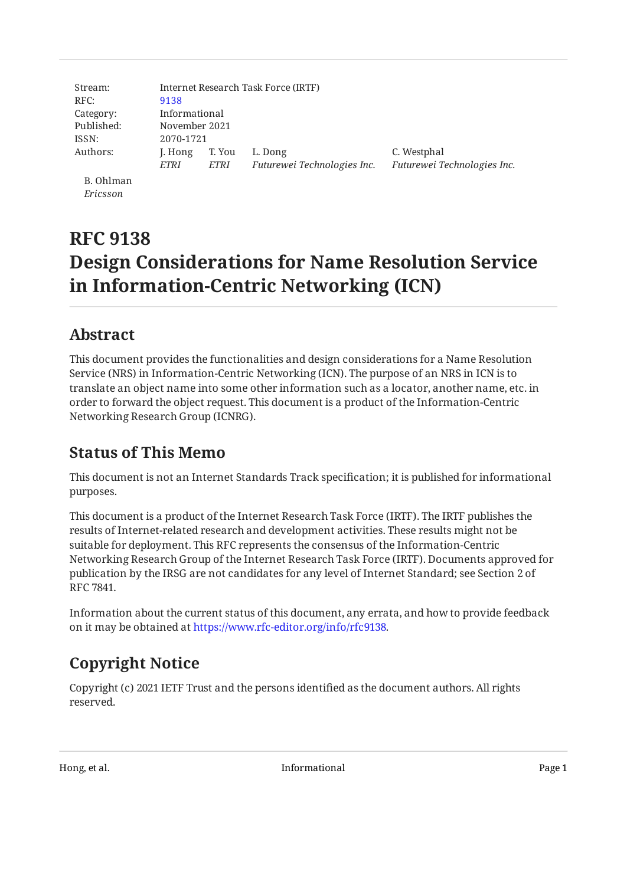Stream: Internet Research Task Force (IRTF)
RFC: 9138
Category: Informational
Published: November 2021
ISSN: 2070-1721
Authors: J. Hong (*ETRI*), T. You (*ETRI*), L. Dong (*Futurewei Technologies Inc.*), C. Westphal (*Futurewei Technologies Inc.*), B. Ohlman (*Ericsson*)

# RFC 9138
# Design Considerations for Name Resolution Service in Information-Centric Networking (ICN)

## Abstract

This document provides the functionalities and design considerations for a Name Resolution Service (NRS) in Information-Centric Networking (ICN). The purpose of an NRS in ICN is to translate an object name into some other information such as a locator, another name, etc. in order to forward the object request. This document is a product of the Information-Centric Networking Research Group (ICNRG).

## Status of This Memo

This document is not an Internet Standards Track specification; it is published for informational purposes.

This document is a product of the Internet Research Task Force (IRTF). The IRTF publishes the results of Internet-related research and development activities. These results might not be suitable for deployment. This RFC represents the consensus of the Information-Centric Networking Research Group of the Internet Research Task Force (IRTF). Documents approved for publication by the IRSG are not candidates for any level of Internet Standard; see Section 2 of RFC 7841.

Information about the current status of this document, any errata, and how to provide feedback on it may be obtained at https://www.rfc-editor.org/info/rfc9138.

## Copyright Notice

Copyright (c) 2021 IETF Trust and the persons identified as the document authors. All rights reserved.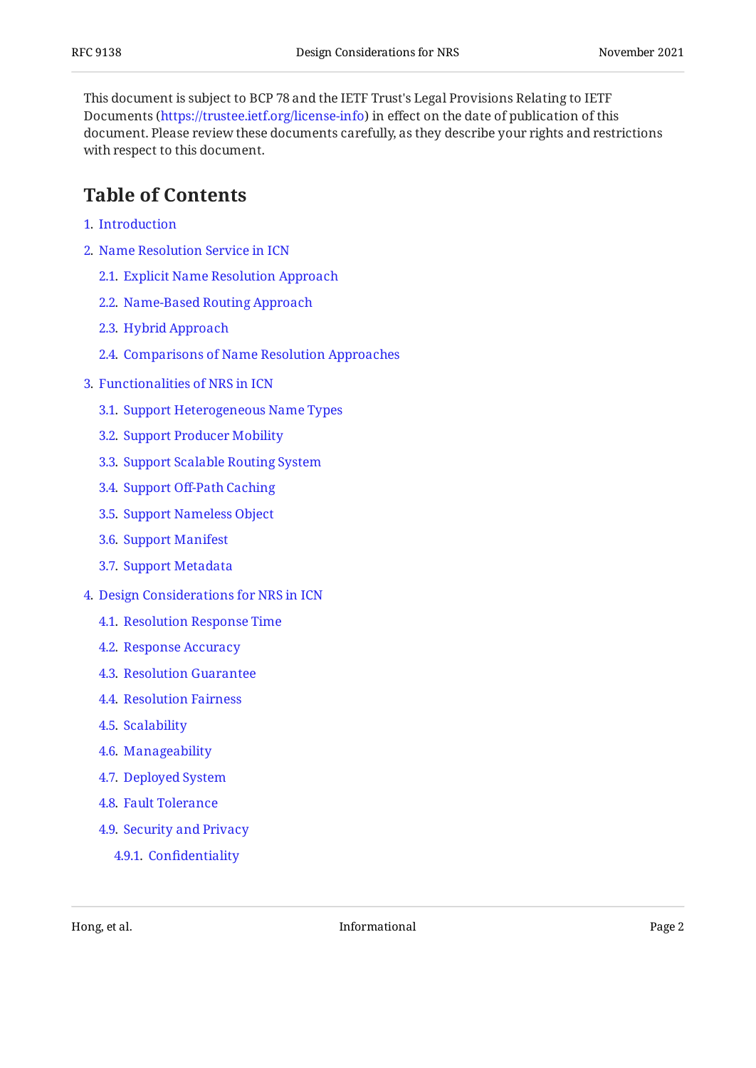This document is subject to BCP 78 and the IETF Trust's Legal Provisions Relating to IETF Documents (https://trustee.ietf.org/license-info) in effect on the date of publication of this document. Please review these documents carefully, as they describe your rights and restrictions with respect to this document.

## Table of Contents

1. Introduction
2. Name Resolution Service in ICN
   - 2.1. Explicit Name Resolution Approach
   - 2.2. Name-Based Routing Approach
   - 2.3. Hybrid Approach
   - 2.4. Comparisons of Name Resolution Approaches
3. Functionalities of NRS in ICN
   - 3.1. Support Heterogeneous Name Types
   - 3.2. Support Producer Mobility
   - 3.3. Support Scalable Routing System
   - 3.4. Support Off-Path Caching
   - 3.5. Support Nameless Object
   - 3.6. Support Manifest
   - 3.7. Support Metadata
4. Design Considerations for NRS in ICN
   - 4.1. Resolution Response Time
   - 4.2. Response Accuracy
   - 4.3. Resolution Guarantee
   - 4.4. Resolution Fairness
   - 4.5. Scalability
   - 4.6. Manageability
   - 4.7. Deployed System
   - 4.8. Fault Tolerance
   - 4.9. Security and Privacy
     - 4.9.1. Confidentiality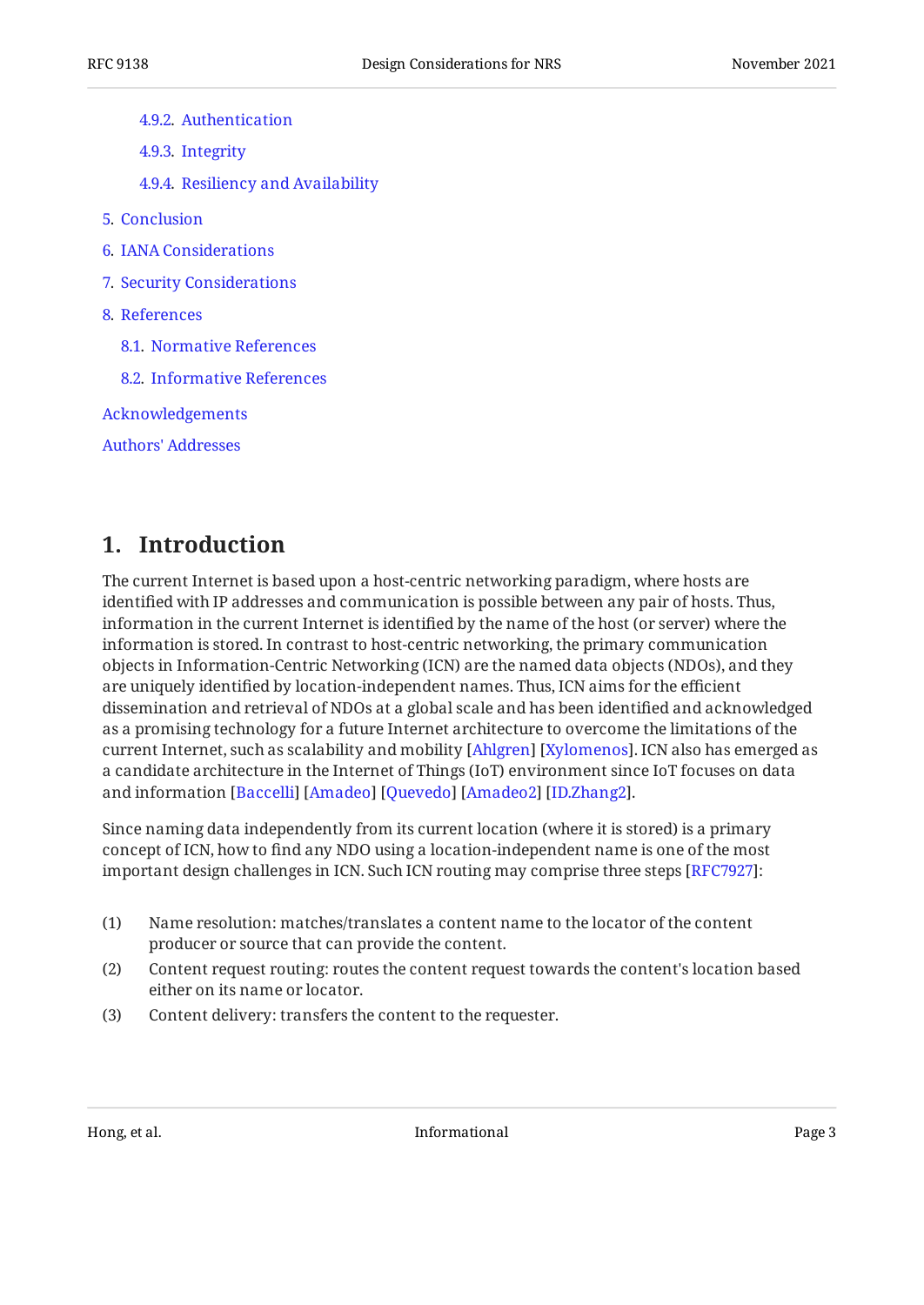- 4.9.2. Authentication
- 4.9.3. Integrity
- 4.9.4. Resiliency and Availability

5. Conclusion
6. IANA Considerations
7. Security Considerations
8. References
   - 8.1. Normative References
   - 8.2. Informative References

Acknowledgements

Authors' Addresses

# 1. Introduction

The current Internet is based upon a host-centric networking paradigm, where hosts are identified with IP addresses and communication is possible between any pair of hosts. Thus, information in the current Internet is identified by the name of the host (or server) where the information is stored. In contrast to host-centric networking, the primary communication objects in Information-Centric Networking (ICN) are the named data objects (NDOs), and they are uniquely identified by location-independent names. Thus, ICN aims for the efficient dissemination and retrieval of NDOs at a global scale and has been identified and acknowledged as a promising technology for a future Internet architecture to overcome the limitations of the current Internet, such as scalability and mobility [Ahlgren] [Xylomenos]. ICN also has emerged as a candidate architecture in the Internet of Things (IoT) environment since IoT focuses on data and information [Baccelli] [Amadeo] [Quevedo] [Amadeo2] [ID.Zhang2].

Since naming data independently from its current location (where it is stored) is a primary concept of ICN, how to find any NDO using a location-independent name is one of the most important design challenges in ICN. Such ICN routing may comprise three steps [RFC7927]:

(1) Name resolution: matches/translates a content name to the locator of the content producer or source that can provide the content.

(2) Content request routing: routes the content request towards the content's location based either on its name or locator.

(3) Content delivery: transfers the content to the requester.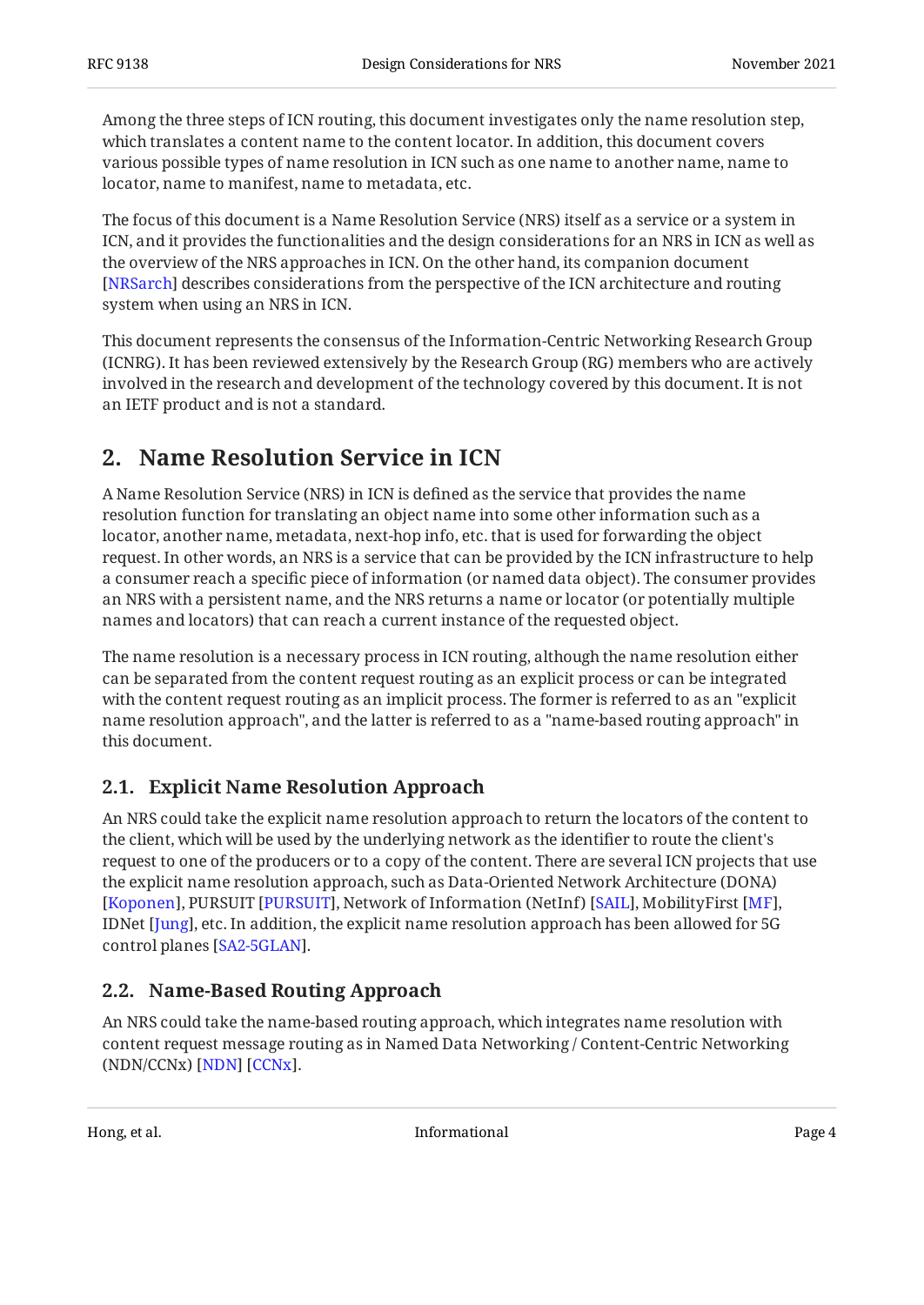Among the three steps of ICN routing, this document investigates only the name resolution step, which translates a content name to the content locator. In addition, this document covers various possible types of name resolution in ICN such as one name to another name, name to locator, name to manifest, name to metadata, etc.

The focus of this document is a Name Resolution Service (NRS) itself as a service or a system in ICN, and it provides the functionalities and the design considerations for an NRS in ICN as well as the overview of the NRS approaches in ICN. On the other hand, its companion document [NRSarch] describes considerations from the perspective of the ICN architecture and routing system when using an NRS in ICN.

This document represents the consensus of the Information-Centric Networking Research Group (ICNRG). It has been reviewed extensively by the Research Group (RG) members who are actively involved in the research and development of the technology covered by this document. It is not an IETF product and is not a standard.

## 2. Name Resolution Service in ICN

A Name Resolution Service (NRS) in ICN is defined as the service that provides the name resolution function for translating an object name into some other information such as a locator, another name, metadata, next-hop info, etc. that is used for forwarding the object request. In other words, an NRS is a service that can be provided by the ICN infrastructure to help a consumer reach a specific piece of information (or named data object). The consumer provides an NRS with a persistent name, and the NRS returns a name or locator (or potentially multiple names and locators) that can reach a current instance of the requested object.

The name resolution is a necessary process in ICN routing, although the name resolution either can be separated from the content request routing as an explicit process or can be integrated with the content request routing as an implicit process. The former is referred to as an "explicit name resolution approach", and the latter is referred to as a "name-based routing approach" in this document.

### 2.1. Explicit Name Resolution Approach

An NRS could take the explicit name resolution approach to return the locators of the content to the client, which will be used by the underlying network as the identifier to route the client's request to one of the producers or to a copy of the content. There are several ICN projects that use the explicit name resolution approach, such as Data-Oriented Network Architecture (DONA) [Koponen], PURSUIT [PURSUIT], Network of Information (NetInf) [SAIL], MobilityFirst [MF], IDNet [Jung], etc. In addition, the explicit name resolution approach has been allowed for 5G control planes [SA2-5GLAN].

### 2.2. Name-Based Routing Approach

An NRS could take the name-based routing approach, which integrates name resolution with content request message routing as in Named Data Networking / Content-Centric Networking (NDN/CCNx) [NDN] [CCNx].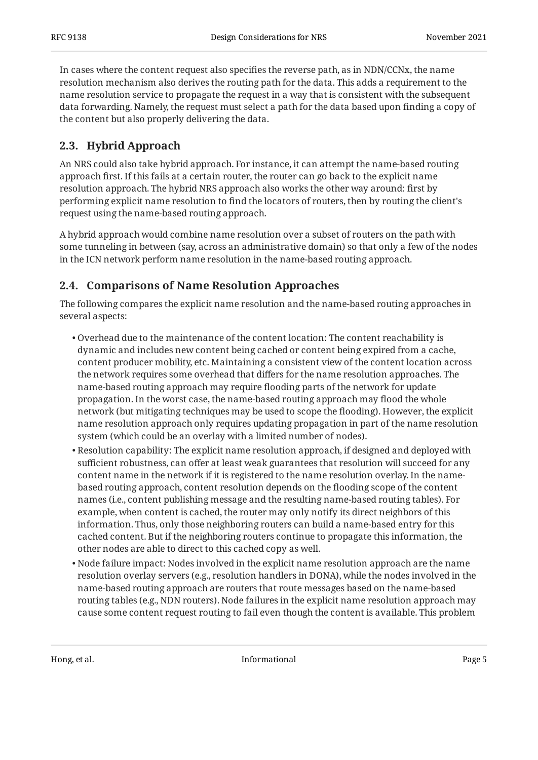In cases where the content request also specifies the reverse path, as in NDN/CCNx, the name resolution mechanism also derives the routing path for the data. This adds a requirement to the name resolution service to propagate the request in a way that is consistent with the subsequent data forwarding. Namely, the request must select a path for the data based upon finding a copy of the content but also properly delivering the data.

## 2.3. Hybrid Approach

An NRS could also take hybrid approach. For instance, it can attempt the name-based routing approach first. If this fails at a certain router, the router can go back to the explicit name resolution approach. The hybrid NRS approach also works the other way around: first by performing explicit name resolution to find the locators of routers, then by routing the client's request using the name-based routing approach.

A hybrid approach would combine name resolution over a subset of routers on the path with some tunneling in between (say, across an administrative domain) so that only a few of the nodes in the ICN network perform name resolution in the name-based routing approach.

## 2.4. Comparisons of Name Resolution Approaches

The following compares the explicit name resolution and the name-based routing approaches in several aspects:

- Overhead due to the maintenance of the content location: The content reachability is dynamic and includes new content being cached or content being expired from a cache, content producer mobility, etc. Maintaining a consistent view of the content location across the network requires some overhead that differs for the name resolution approaches. The name-based routing approach may require flooding parts of the network for update propagation. In the worst case, the name-based routing approach may flood the whole network (but mitigating techniques may be used to scope the flooding). However, the explicit name resolution approach only requires updating propagation in part of the name resolution system (which could be an overlay with a limited number of nodes).
- Resolution capability: The explicit name resolution approach, if designed and deployed with sufficient robustness, can offer at least weak guarantees that resolution will succeed for any content name in the network if it is registered to the name resolution overlay. In the name-based routing approach, content resolution depends on the flooding scope of the content names (i.e., content publishing message and the resulting name-based routing tables). For example, when content is cached, the router may only notify its direct neighbors of this information. Thus, only those neighboring routers can build a name-based entry for this cached content. But if the neighboring routers continue to propagate this information, the other nodes are able to direct to this cached copy as well.
- Node failure impact: Nodes involved in the explicit name resolution approach are the name resolution overlay servers (e.g., resolution handlers in DONA), while the nodes involved in the name-based routing approach are routers that route messages based on the name-based routing tables (e.g., NDN routers). Node failures in the explicit name resolution approach may cause some content request routing to fail even though the content is available. This problem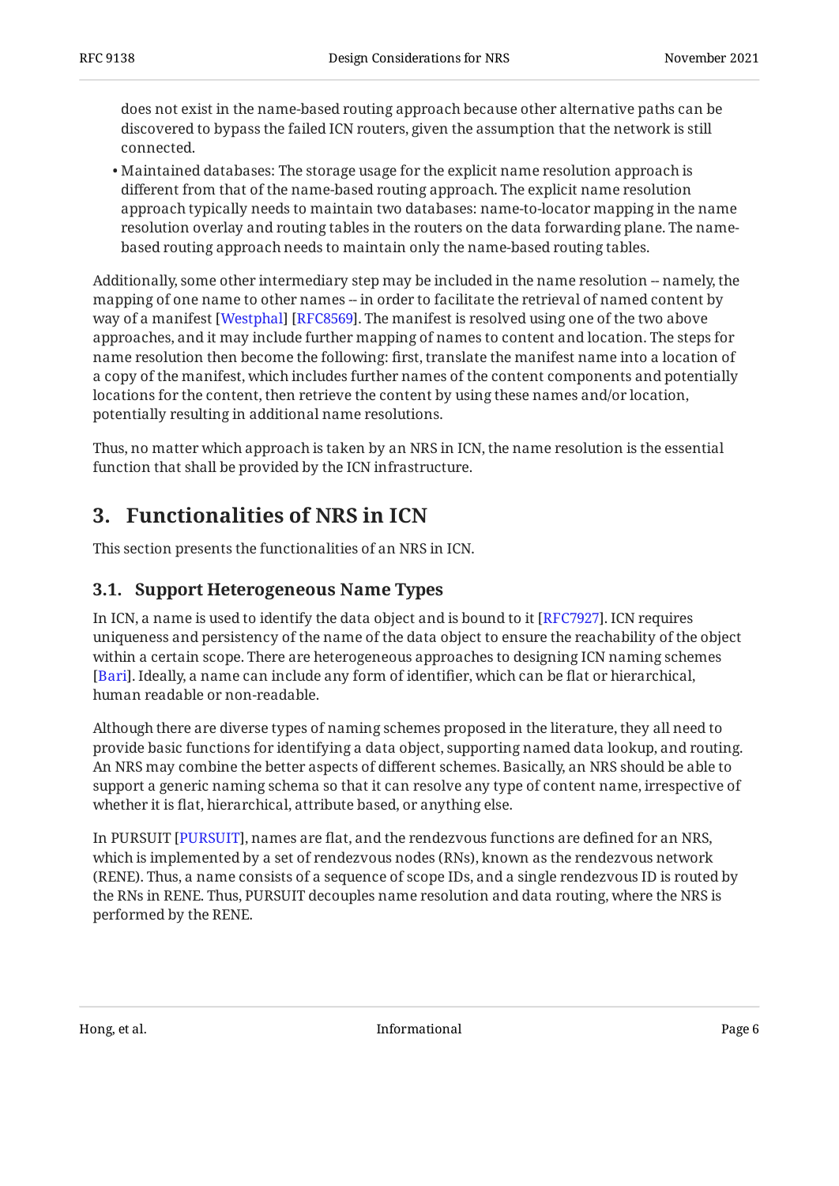does not exist in the name-based routing approach because other alternative paths can be discovered to bypass the failed ICN routers, given the assumption that the network is still connected.

- Maintained databases: The storage usage for the explicit name resolution approach is different from that of the name-based routing approach. The explicit name resolution approach typically needs to maintain two databases: name-to-locator mapping in the name resolution overlay and routing tables in the routers on the data forwarding plane. The name-based routing approach needs to maintain only the name-based routing tables.

Additionally, some other intermediary step may be included in the name resolution -- namely, the mapping of one name to other names -- in order to facilitate the retrieval of named content by way of a manifest [Westphal] [RFC8569]. The manifest is resolved using one of the two above approaches, and it may include further mapping of names to content and location. The steps for name resolution then become the following: first, translate the manifest name into a location of a copy of the manifest, which includes further names of the content components and potentially locations for the content, then retrieve the content by using these names and/or location, potentially resulting in additional name resolutions.

Thus, no matter which approach is taken by an NRS in ICN, the name resolution is the essential function that shall be provided by the ICN infrastructure.

## 3. Functionalities of NRS in ICN

This section presents the functionalities of an NRS in ICN.

### 3.1. Support Heterogeneous Name Types

In ICN, a name is used to identify the data object and is bound to it [RFC7927]. ICN requires uniqueness and persistency of the name of the data object to ensure the reachability of the object within a certain scope. There are heterogeneous approaches to designing ICN naming schemes [Bari]. Ideally, a name can include any form of identifier, which can be flat or hierarchical, human readable or non-readable.

Although there are diverse types of naming schemes proposed in the literature, they all need to provide basic functions for identifying a data object, supporting named data lookup, and routing. An NRS may combine the better aspects of different schemes. Basically, an NRS should be able to support a generic naming schema so that it can resolve any type of content name, irrespective of whether it is flat, hierarchical, attribute based, or anything else.

In PURSUIT [PURSUIT], names are flat, and the rendezvous functions are defined for an NRS, which is implemented by a set of rendezvous nodes (RNs), known as the rendezvous network (RENE). Thus, a name consists of a sequence of scope IDs, and a single rendezvous ID is routed by the RNs in RENE. Thus, PURSUIT decouples name resolution and data routing, where the NRS is performed by the RENE.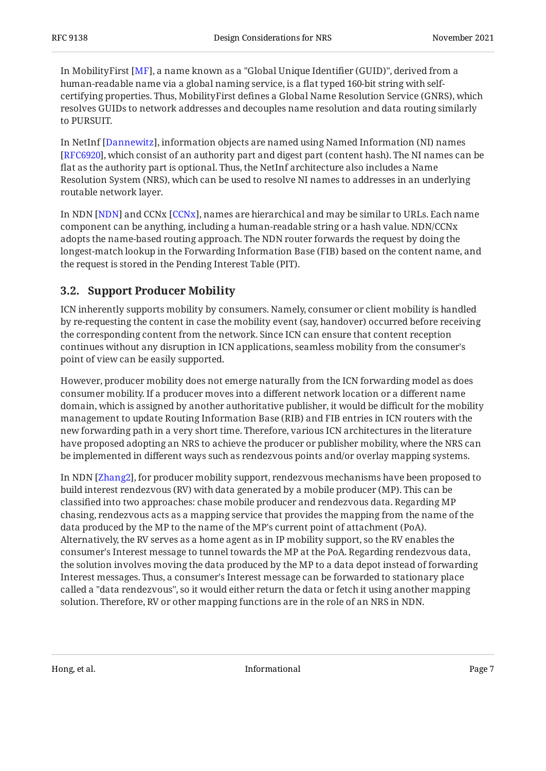In MobilityFirst [MF], a name known as a "Global Unique Identifier (GUID)", derived from a human-readable name via a global naming service, is a flat typed 160-bit string with self-certifying properties. Thus, MobilityFirst defines a Global Name Resolution Service (GNRS), which resolves GUIDs to network addresses and decouples name resolution and data routing similarly to PURSUIT.

In NetInf [Dannewitz], information objects are named using Named Information (NI) names [RFC6920], which consist of an authority part and digest part (content hash). The NI names can be flat as the authority part is optional. Thus, the NetInf architecture also includes a Name Resolution System (NRS), which can be used to resolve NI names to addresses in an underlying routable network layer.

In NDN [NDN] and CCNx [CCNx], names are hierarchical and may be similar to URLs. Each name component can be anything, including a human-readable string or a hash value. NDN/CCNx adopts the name-based routing approach. The NDN router forwards the request by doing the longest-match lookup in the Forwarding Information Base (FIB) based on the content name, and the request is stored in the Pending Interest Table (PIT).

## 3.2. Support Producer Mobility

ICN inherently supports mobility by consumers. Namely, consumer or client mobility is handled by re-requesting the content in case the mobility event (say, handover) occurred before receiving the corresponding content from the network. Since ICN can ensure that content reception continues without any disruption in ICN applications, seamless mobility from the consumer's point of view can be easily supported.

However, producer mobility does not emerge naturally from the ICN forwarding model as does consumer mobility. If a producer moves into a different network location or a different name domain, which is assigned by another authoritative publisher, it would be difficult for the mobility management to update Routing Information Base (RIB) and FIB entries in ICN routers with the new forwarding path in a very short time. Therefore, various ICN architectures in the literature have proposed adopting an NRS to achieve the producer or publisher mobility, where the NRS can be implemented in different ways such as rendezvous points and/or overlay mapping systems.

In NDN [Zhang2], for producer mobility support, rendezvous mechanisms have been proposed to build interest rendezvous (RV) with data generated by a mobile producer (MP). This can be classified into two approaches: chase mobile producer and rendezvous data. Regarding MP chasing, rendezvous acts as a mapping service that provides the mapping from the name of the data produced by the MP to the name of the MP's current point of attachment (PoA). Alternatively, the RV serves as a home agent as in IP mobility support, so the RV enables the consumer's Interest message to tunnel towards the MP at the PoA. Regarding rendezvous data, the solution involves moving the data produced by the MP to a data depot instead of forwarding Interest messages. Thus, a consumer's Interest message can be forwarded to stationary place called a "data rendezvous", so it would either return the data or fetch it using another mapping solution. Therefore, RV or other mapping functions are in the role of an NRS in NDN.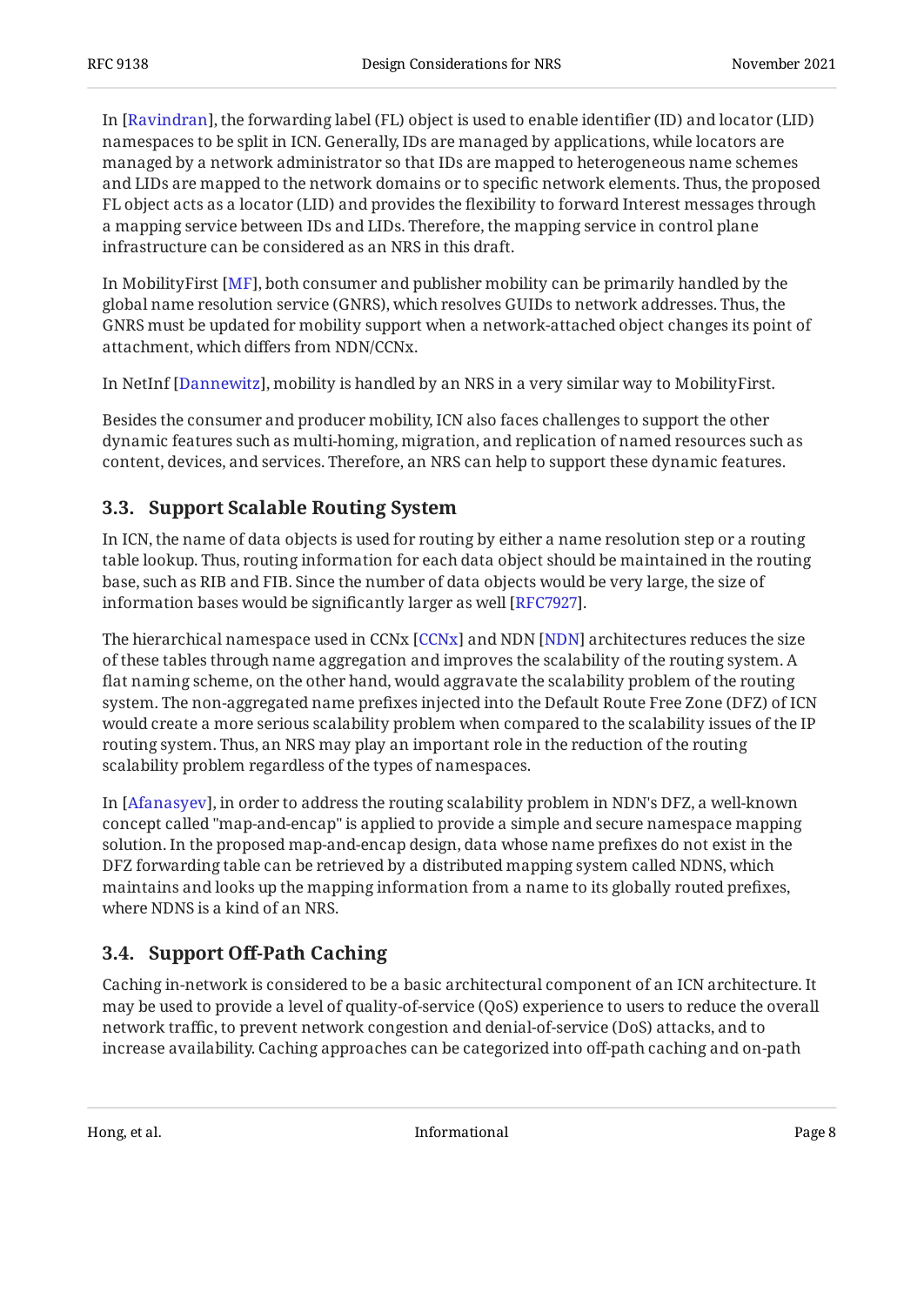In [Ravindran], the forwarding label (FL) object is used to enable identifier (ID) and locator (LID) namespaces to be split in ICN. Generally, IDs are managed by applications, while locators are managed by a network administrator so that IDs are mapped to heterogeneous name schemes and LIDs are mapped to the network domains or to specific network elements. Thus, the proposed FL object acts as a locator (LID) and provides the flexibility to forward Interest messages through a mapping service between IDs and LIDs. Therefore, the mapping service in control plane infrastructure can be considered as an NRS in this draft.

In MobilityFirst [MF], both consumer and publisher mobility can be primarily handled by the global name resolution service (GNRS), which resolves GUIDs to network addresses. Thus, the GNRS must be updated for mobility support when a network-attached object changes its point of attachment, which differs from NDN/CCNx.

In NetInf [Dannewitz], mobility is handled by an NRS in a very similar way to MobilityFirst.

Besides the consumer and producer mobility, ICN also faces challenges to support the other dynamic features such as multi-homing, migration, and replication of named resources such as content, devices, and services. Therefore, an NRS can help to support these dynamic features.

### 3.3. Support Scalable Routing System

In ICN, the name of data objects is used for routing by either a name resolution step or a routing table lookup. Thus, routing information for each data object should be maintained in the routing base, such as RIB and FIB. Since the number of data objects would be very large, the size of information bases would be significantly larger as well [RFC7927].

The hierarchical namespace used in CCNx [CCNx] and NDN [NDN] architectures reduces the size of these tables through name aggregation and improves the scalability of the routing system. A flat naming scheme, on the other hand, would aggravate the scalability problem of the routing system. The non-aggregated name prefixes injected into the Default Route Free Zone (DFZ) of ICN would create a more serious scalability problem when compared to the scalability issues of the IP routing system. Thus, an NRS may play an important role in the reduction of the routing scalability problem regardless of the types of namespaces.

In [Afanasyev], in order to address the routing scalability problem in NDN's DFZ, a well-known concept called "map-and-encap" is applied to provide a simple and secure namespace mapping solution. In the proposed map-and-encap design, data whose name prefixes do not exist in the DFZ forwarding table can be retrieved by a distributed mapping system called NDNS, which maintains and looks up the mapping information from a name to its globally routed prefixes, where NDNS is a kind of an NRS.

### 3.4. Support Off-Path Caching

Caching in-network is considered to be a basic architectural component of an ICN architecture. It may be used to provide a level of quality-of-service (QoS) experience to users to reduce the overall network traffic, to prevent network congestion and denial-of-service (DoS) attacks, and to increase availability. Caching approaches can be categorized into off-path caching and on-path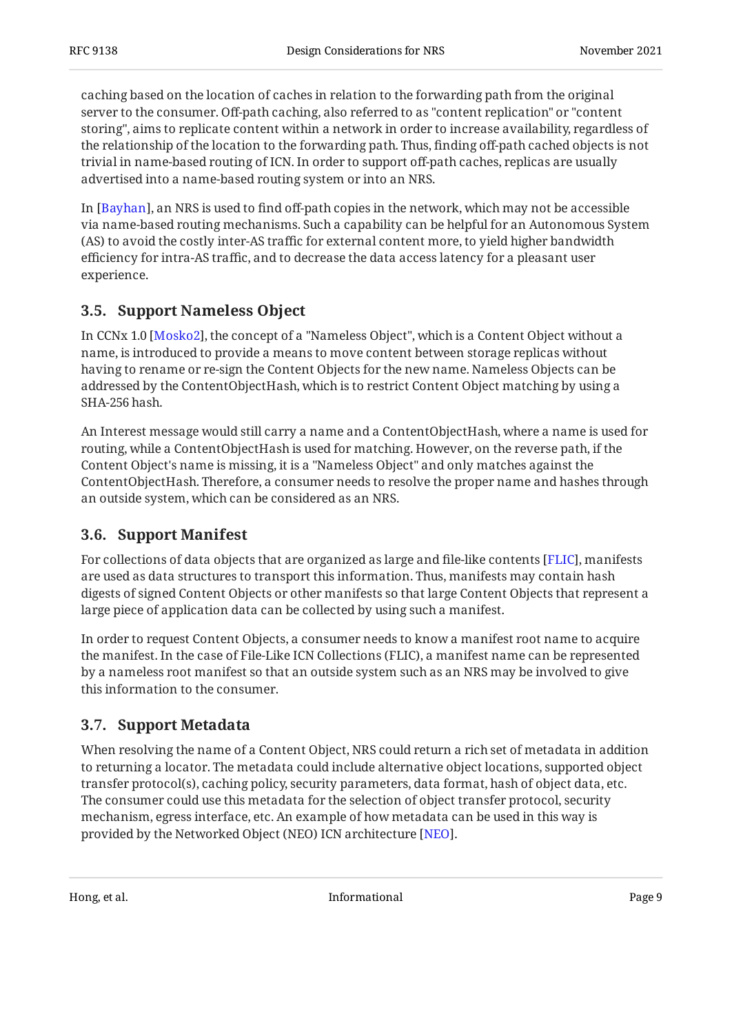caching based on the location of caches in relation to the forwarding path from the original server to the consumer. Off-path caching, also referred to as "content replication" or "content storing", aims to replicate content within a network in order to increase availability, regardless of the relationship of the location to the forwarding path. Thus, finding off-path cached objects is not trivial in name-based routing of ICN. In order to support off-path caches, replicas are usually advertised into a name-based routing system or into an NRS.

In [Bayhan], an NRS is used to find off-path copies in the network, which may not be accessible via name-based routing mechanisms. Such a capability can be helpful for an Autonomous System (AS) to avoid the costly inter-AS traffic for external content more, to yield higher bandwidth efficiency for intra-AS traffic, and to decrease the data access latency for a pleasant user experience.

### 3.5. Support Nameless Object

In CCNx 1.0 [Mosko2], the concept of a "Nameless Object", which is a Content Object without a name, is introduced to provide a means to move content between storage replicas without having to rename or re-sign the Content Objects for the new name. Nameless Objects can be addressed by the ContentObjectHash, which is to restrict Content Object matching by using a SHA-256 hash.

An Interest message would still carry a name and a ContentObjectHash, where a name is used for routing, while a ContentObjectHash is used for matching. However, on the reverse path, if the Content Object's name is missing, it is a "Nameless Object" and only matches against the ContentObjectHash. Therefore, a consumer needs to resolve the proper name and hashes through an outside system, which can be considered as an NRS.

### 3.6. Support Manifest

For collections of data objects that are organized as large and file-like contents [FLIC], manifests are used as data structures to transport this information. Thus, manifests may contain hash digests of signed Content Objects or other manifests so that large Content Objects that represent a large piece of application data can be collected by using such a manifest.

In order to request Content Objects, a consumer needs to know a manifest root name to acquire the manifest. In the case of File-Like ICN Collections (FLIC), a manifest name can be represented by a nameless root manifest so that an outside system such as an NRS may be involved to give this information to the consumer.

### 3.7. Support Metadata

When resolving the name of a Content Object, NRS could return a rich set of metadata in addition to returning a locator. The metadata could include alternative object locations, supported object transfer protocol(s), caching policy, security parameters, data format, hash of object data, etc. The consumer could use this metadata for the selection of object transfer protocol, security mechanism, egress interface, etc. An example of how metadata can be used in this way is provided by the Networked Object (NEO) ICN architecture [NEO].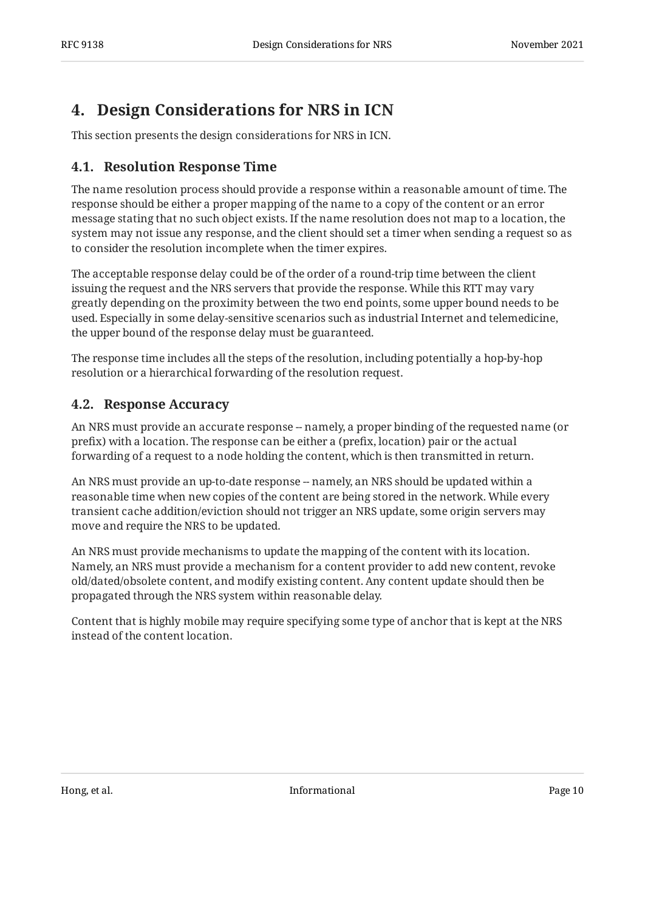## 4. Design Considerations for NRS in ICN

This section presents the design considerations for NRS in ICN.

### 4.1. Resolution Response Time

The name resolution process should provide a response within a reasonable amount of time. The response should be either a proper mapping of the name to a copy of the content or an error message stating that no such object exists. If the name resolution does not map to a location, the system may not issue any response, and the client should set a timer when sending a request so as to consider the resolution incomplete when the timer expires.

The acceptable response delay could be of the order of a round-trip time between the client issuing the request and the NRS servers that provide the response. While this RTT may vary greatly depending on the proximity between the two end points, some upper bound needs to be used. Especially in some delay-sensitive scenarios such as industrial Internet and telemedicine, the upper bound of the response delay must be guaranteed.

The response time includes all the steps of the resolution, including potentially a hop-by-hop resolution or a hierarchical forwarding of the resolution request.

### 4.2. Response Accuracy

An NRS must provide an accurate response -- namely, a proper binding of the requested name (or prefix) with a location. The response can be either a (prefix, location) pair or the actual forwarding of a request to a node holding the content, which is then transmitted in return.

An NRS must provide an up-to-date response -- namely, an NRS should be updated within a reasonable time when new copies of the content are being stored in the network. While every transient cache addition/eviction should not trigger an NRS update, some origin servers may move and require the NRS to be updated.

An NRS must provide mechanisms to update the mapping of the content with its location. Namely, an NRS must provide a mechanism for a content provider to add new content, revoke old/dated/obsolete content, and modify existing content. Any content update should then be propagated through the NRS system within reasonable delay.

Content that is highly mobile may require specifying some type of anchor that is kept at the NRS instead of the content location.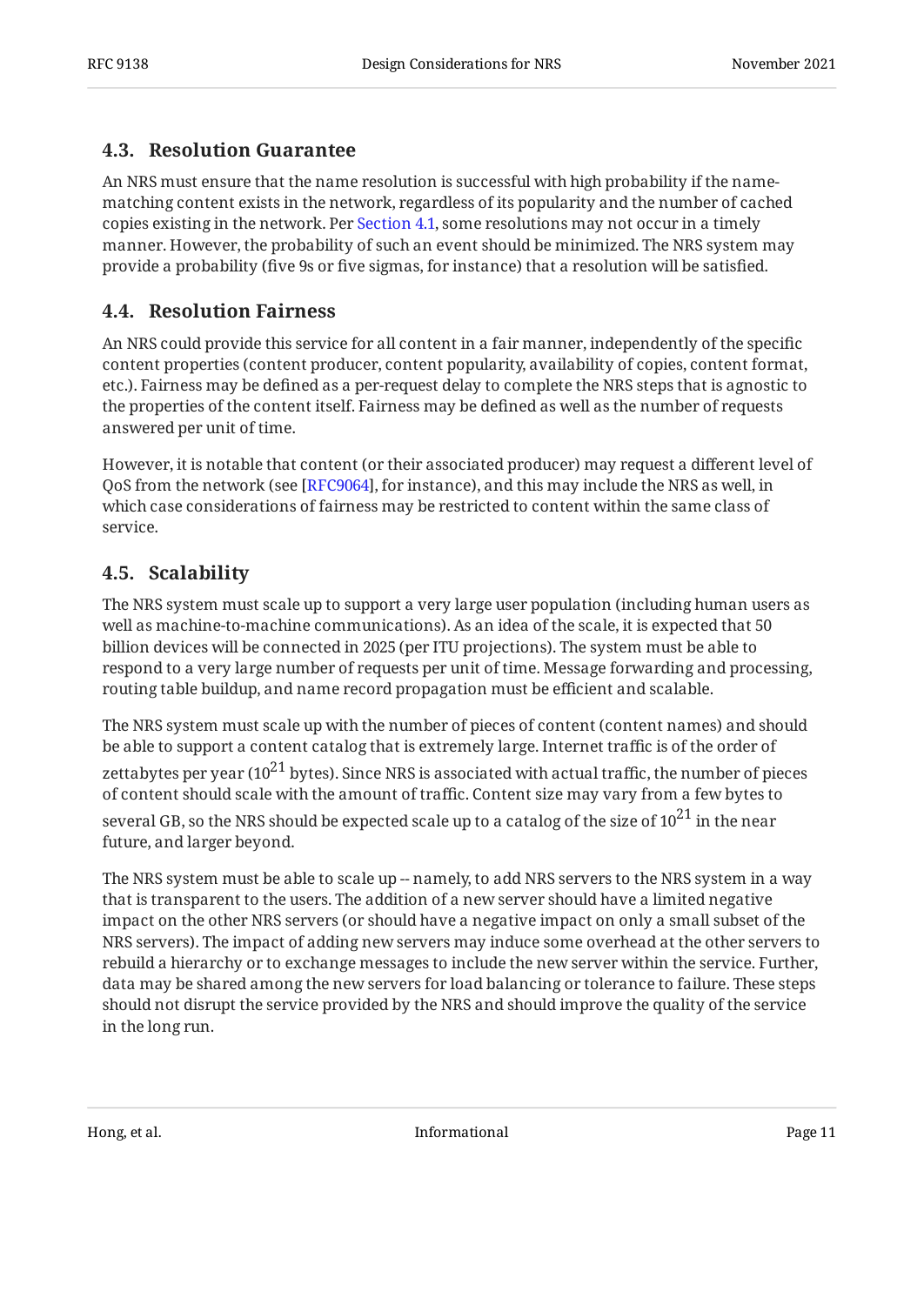### 4.3. Resolution Guarantee

An NRS must ensure that the name resolution is successful with high probability if the name-matching content exists in the network, regardless of its popularity and the number of cached copies existing in the network. Per Section 4.1, some resolutions may not occur in a timely manner. However, the probability of such an event should be minimized. The NRS system may provide a probability (five 9s or five sigmas, for instance) that a resolution will be satisfied.

### 4.4. Resolution Fairness

An NRS could provide this service for all content in a fair manner, independently of the specific content properties (content producer, content popularity, availability of copies, content format, etc.). Fairness may be defined as a per-request delay to complete the NRS steps that is agnostic to the properties of the content itself. Fairness may be defined as well as the number of requests answered per unit of time.

However, it is notable that content (or their associated producer) may request a different level of QoS from the network (see [RFC9064], for instance), and this may include the NRS as well, in which case considerations of fairness may be restricted to content within the same class of service.

### 4.5. Scalability

The NRS system must scale up to support a very large user population (including human users as well as machine-to-machine communications). As an idea of the scale, it is expected that 50 billion devices will be connected in 2025 (per ITU projections). The system must be able to respond to a very large number of requests per unit of time. Message forwarding and processing, routing table buildup, and name record propagation must be efficient and scalable.

The NRS system must scale up with the number of pieces of content (content names) and should be able to support a content catalog that is extremely large. Internet traffic is of the order of zettabytes per year ($10^{21}$ bytes). Since NRS is associated with actual traffic, the number of pieces of content should scale with the amount of traffic. Content size may vary from a few bytes to several GB, so the NRS should be expected scale up to a catalog of the size of $10^{21}$ in the near future, and larger beyond.

The NRS system must be able to scale up -- namely, to add NRS servers to the NRS system in a way that is transparent to the users. The addition of a new server should have a limited negative impact on the other NRS servers (or should have a negative impact on only a small subset of the NRS servers). The impact of adding new servers may induce some overhead at the other servers to rebuild a hierarchy or to exchange messages to include the new server within the service. Further, data may be shared among the new servers for load balancing or tolerance to failure. These steps should not disrupt the service provided by the NRS and should improve the quality of the service in the long run.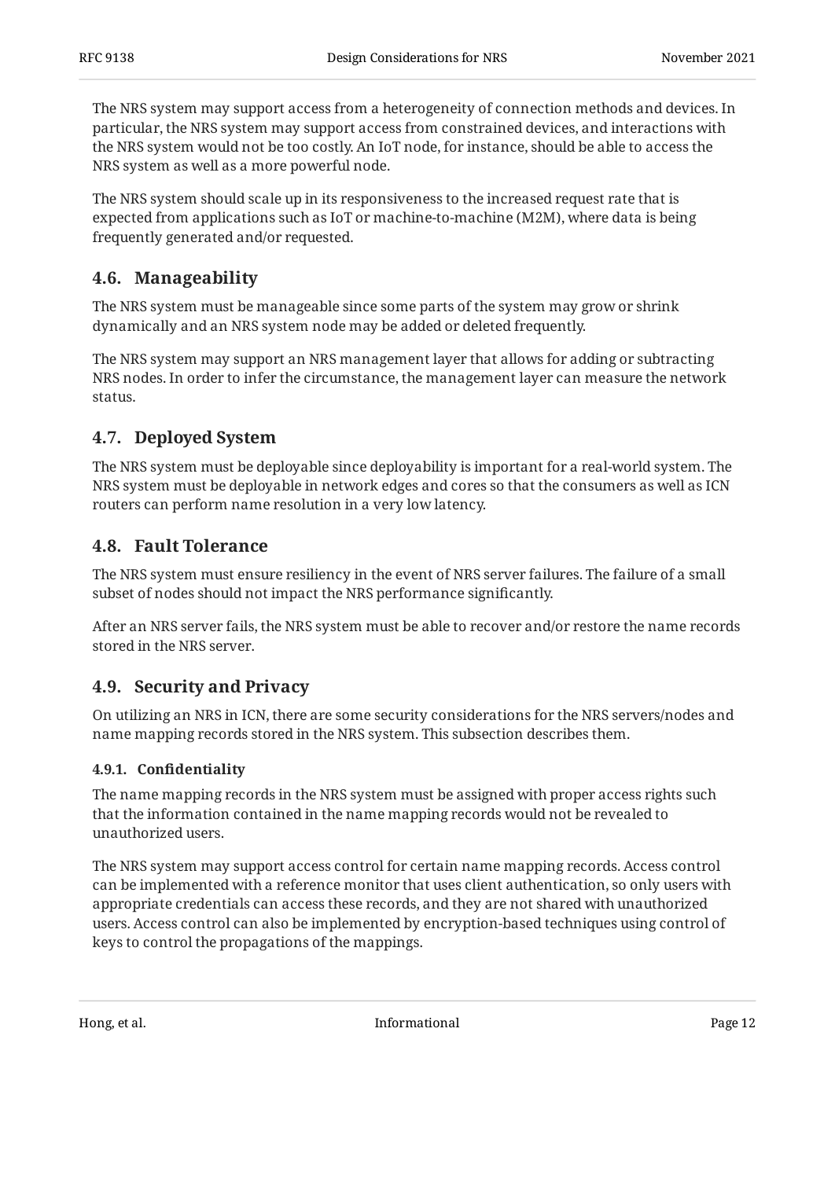The NRS system may support access from a heterogeneity of connection methods and devices. In particular, the NRS system may support access from constrained devices, and interactions with the NRS system would not be too costly. An IoT node, for instance, should be able to access the NRS system as well as a more powerful node.

The NRS system should scale up in its responsiveness to the increased request rate that is expected from applications such as IoT or machine-to-machine (M2M), where data is being frequently generated and/or requested.

## 4.6. Manageability

The NRS system must be manageable since some parts of the system may grow or shrink dynamically and an NRS system node may be added or deleted frequently.

The NRS system may support an NRS management layer that allows for adding or subtracting NRS nodes. In order to infer the circumstance, the management layer can measure the network status.

## 4.7. Deployed System

The NRS system must be deployable since deployability is important for a real-world system. The NRS system must be deployable in network edges and cores so that the consumers as well as ICN routers can perform name resolution in a very low latency.

## 4.8. Fault Tolerance

The NRS system must ensure resiliency in the event of NRS server failures. The failure of a small subset of nodes should not impact the NRS performance significantly.

After an NRS server fails, the NRS system must be able to recover and/or restore the name records stored in the NRS server.

## 4.9. Security and Privacy

On utilizing an NRS in ICN, there are some security considerations for the NRS servers/nodes and name mapping records stored in the NRS system. This subsection describes them.

### 4.9.1. Confidentiality

The name mapping records in the NRS system must be assigned with proper access rights such that the information contained in the name mapping records would not be revealed to unauthorized users.

The NRS system may support access control for certain name mapping records. Access control can be implemented with a reference monitor that uses client authentication, so only users with appropriate credentials can access these records, and they are not shared with unauthorized users. Access control can also be implemented by encryption-based techniques using control of keys to control the propagations of the mappings.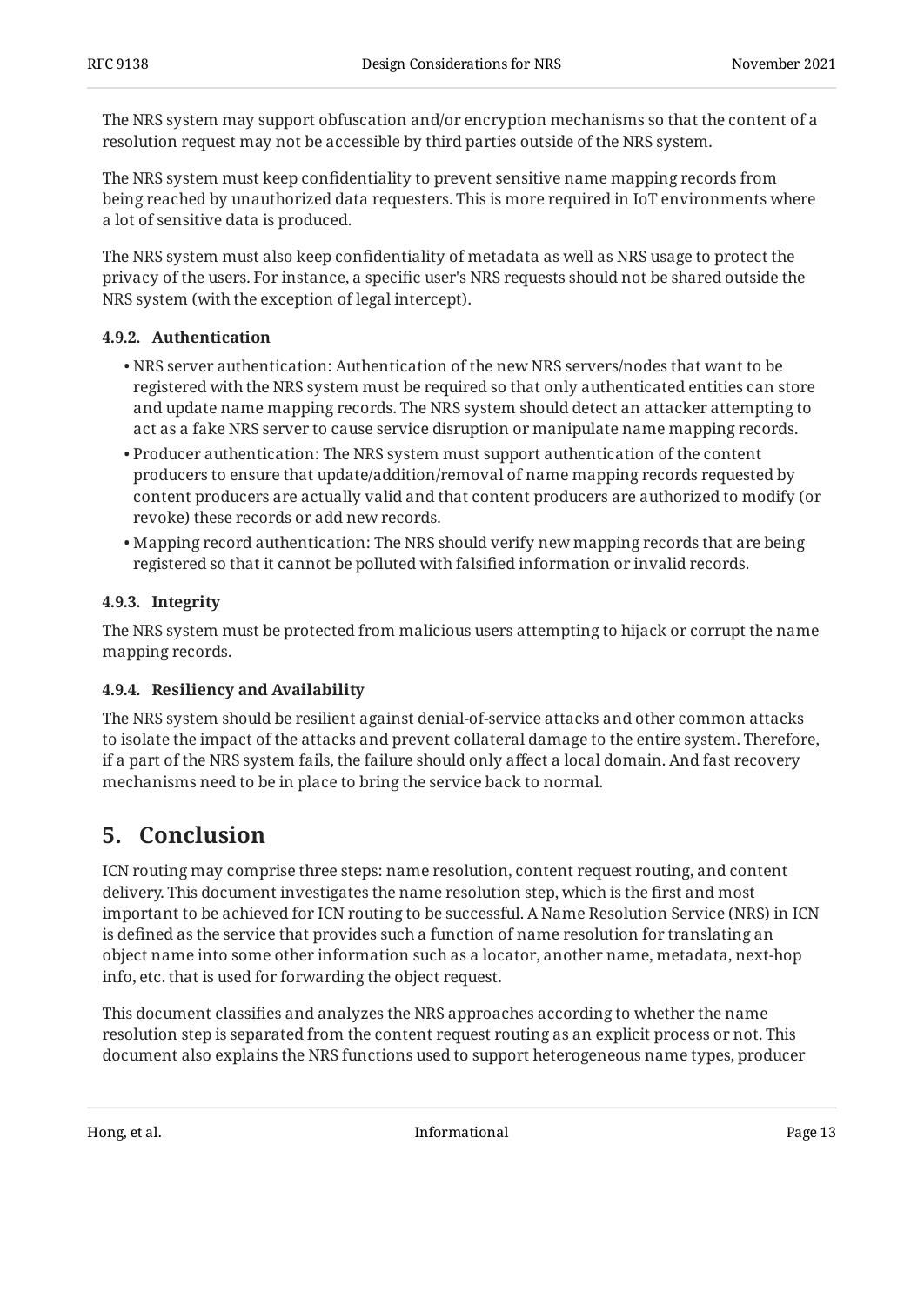The NRS system may support obfuscation and/or encryption mechanisms so that the content of a resolution request may not be accessible by third parties outside of the NRS system.

The NRS system must keep confidentiality to prevent sensitive name mapping records from being reached by unauthorized data requesters. This is more required in IoT environments where a lot of sensitive data is produced.

The NRS system must also keep confidentiality of metadata as well as NRS usage to protect the privacy of the users. For instance, a specific user's NRS requests should not be shared outside the NRS system (with the exception of legal intercept).

#### 4.9.2. Authentication

- NRS server authentication: Authentication of the new NRS servers/nodes that want to be registered with the NRS system must be required so that only authenticated entities can store and update name mapping records. The NRS system should detect an attacker attempting to act as a fake NRS server to cause service disruption or manipulate name mapping records.
- Producer authentication: The NRS system must support authentication of the content producers to ensure that update/addition/removal of name mapping records requested by content producers are actually valid and that content producers are authorized to modify (or revoke) these records or add new records.
- Mapping record authentication: The NRS should verify new mapping records that are being registered so that it cannot be polluted with falsified information or invalid records.

#### 4.9.3. Integrity

The NRS system must be protected from malicious users attempting to hijack or corrupt the name mapping records.

#### 4.9.4. Resiliency and Availability

The NRS system should be resilient against denial-of-service attacks and other common attacks to isolate the impact of the attacks and prevent collateral damage to the entire system. Therefore, if a part of the NRS system fails, the failure should only affect a local domain. And fast recovery mechanisms need to be in place to bring the service back to normal.

## 5. Conclusion

ICN routing may comprise three steps: name resolution, content request routing, and content delivery. This document investigates the name resolution step, which is the first and most important to be achieved for ICN routing to be successful. A Name Resolution Service (NRS) in ICN is defined as the service that provides such a function of name resolution for translating an object name into some other information such as a locator, another name, metadata, next-hop info, etc. that is used for forwarding the object request.

This document classifies and analyzes the NRS approaches according to whether the name resolution step is separated from the content request routing as an explicit process or not. This document also explains the NRS functions used to support heterogeneous name types, producer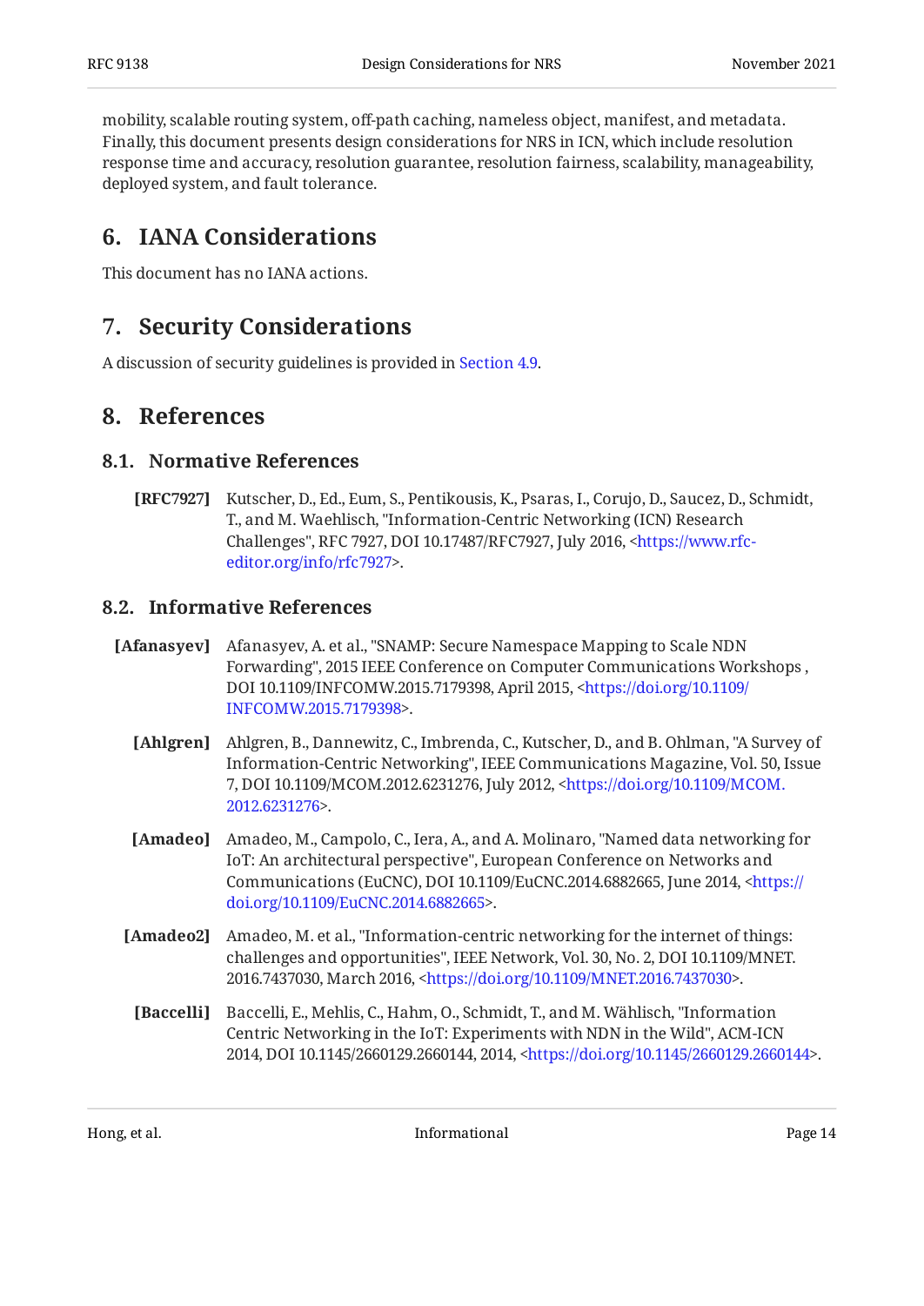mobility, scalable routing system, off-path caching, nameless object, manifest, and metadata. Finally, this document presents design considerations for NRS in ICN, which include resolution response time and accuracy, resolution guarantee, resolution fairness, scalability, manageability, deployed system, and fault tolerance.

## 6. IANA Considerations

This document has no IANA actions.

## 7. Security Considerations

A discussion of security guidelines is provided in Section 4.9.

## 8. References

### 8.1. Normative References

**[RFC7927]** Kutscher, D., Ed., Eum, S., Pentikousis, K., Psaras, I., Corujo, D., Saucez, D., Schmidt, T., and M. Waehlisch, "Information-Centric Networking (ICN) Research Challenges", RFC 7927, DOI 10.17487/RFC7927, July 2016, <https://www.rfc-editor.org/info/rfc7927>.

### 8.2. Informative References

**[Afanasyev]** Afanasyev, A. et al., "SNAMP: Secure Namespace Mapping to Scale NDN Forwarding", 2015 IEEE Conference on Computer Communications Workshops , DOI 10.1109/INFCOMW.2015.7179398, April 2015, <https://doi.org/10.1109/INFCOMW.2015.7179398>.

**[Ahlgren]** Ahlgren, B., Dannewitz, C., Imbrenda, C., Kutscher, D., and B. Ohlman, "A Survey of Information-Centric Networking", IEEE Communications Magazine, Vol. 50, Issue 7, DOI 10.1109/MCOM.2012.6231276, July 2012, <https://doi.org/10.1109/MCOM.2012.6231276>.

**[Amadeo]** Amadeo, M., Campolo, C., Iera, A., and A. Molinaro, "Named data networking for IoT: An architectural perspective", European Conference on Networks and Communications (EuCNC), DOI 10.1109/EuCNC.2014.6882665, June 2014, <https://doi.org/10.1109/EuCNC.2014.6882665>.

**[Amadeo2]** Amadeo, M. et al., "Information-centric networking for the internet of things: challenges and opportunities", IEEE Network, Vol. 30, No. 2, DOI 10.1109/MNET.2016.7437030, March 2016, <https://doi.org/10.1109/MNET.2016.7437030>.

**[Baccelli]** Baccelli, E., Mehlis, C., Hahm, O., Schmidt, T., and M. Wählisch, "Information Centric Networking in the IoT: Experiments with NDN in the Wild", ACM-ICN 2014, DOI 10.1145/2660129.2660144, 2014, <https://doi.org/10.1145/2660129.2660144>.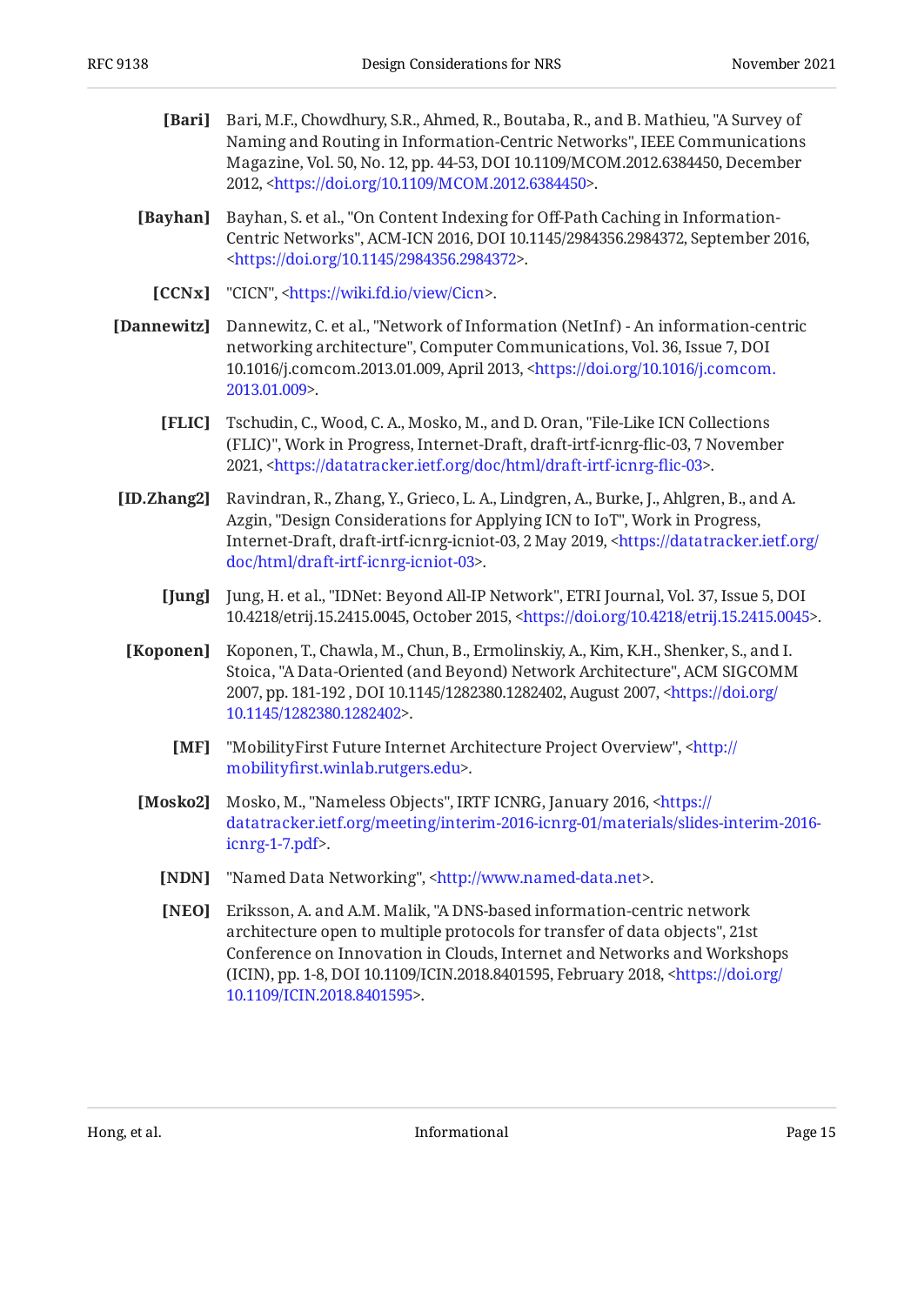**[Bari]** Bari, M.F., Chowdhury, S.R., Ahmed, R., Boutaba, R., and B. Mathieu, "A Survey of Naming and Routing in Information-Centric Networks", IEEE Communications Magazine, Vol. 50, No. 12, pp. 44-53, DOI 10.1109/MCOM.2012.6384450, December 2012, <https://doi.org/10.1109/MCOM.2012.6384450>.

**[Bayhan]** Bayhan, S. et al., "On Content Indexing for Off-Path Caching in Information-Centric Networks", ACM-ICN 2016, DOI 10.1145/2984356.2984372, September 2016, <https://doi.org/10.1145/2984356.2984372>.

**[CCNx]** "CICN", <https://wiki.fd.io/view/Cicn>.

**[Dannewitz]** Dannewitz, C. et al., "Network of Information (NetInf) - An information-centric networking architecture", Computer Communications, Vol. 36, Issue 7, DOI 10.1016/j.comcom.2013.01.009, April 2013, <https://doi.org/10.1016/j.comcom.2013.01.009>.

**[FLIC]** Tschudin, C., Wood, C. A., Mosko, M., and D. Oran, "File-Like ICN Collections (FLIC)", Work in Progress, Internet-Draft, draft-irtf-icnrg-flic-03, 7 November 2021, <https://datatracker.ietf.org/doc/html/draft-irtf-icnrg-flic-03>.

**[ID.Zhang2]** Ravindran, R., Zhang, Y., Grieco, L. A., Lindgren, A., Burke, J., Ahlgren, B., and A. Azgin, "Design Considerations for Applying ICN to IoT", Work in Progress, Internet-Draft, draft-irtf-icnrg-icniot-03, 2 May 2019, <https://datatracker.ietf.org/doc/html/draft-irtf-icnrg-icniot-03>.

**[Jung]** Jung, H. et al., "IDNet: Beyond All-IP Network", ETRI Journal, Vol. 37, Issue 5, DOI 10.4218/etrij.15.2415.0045, October 2015, <https://doi.org/10.4218/etrij.15.2415.0045>.

**[Koponen]** Koponen, T., Chawla, M., Chun, B., Ermolinskiy, A., Kim, K.H., Shenker, S., and I. Stoica, "A Data-Oriented (and Beyond) Network Architecture", ACM SIGCOMM 2007, pp. 181-192 , DOI 10.1145/1282380.1282402, August 2007, <https://doi.org/10.1145/1282380.1282402>.

**[MF]** "MobilityFirst Future Internet Architecture Project Overview", <http://mobilityfirst.winlab.rutgers.edu>.

**[Mosko2]** Mosko, M., "Nameless Objects", IRTF ICNRG, January 2016, <https://datatracker.ietf.org/meeting/interim-2016-icnrg-01/materials/slides-interim-2016-icnrg-1-7.pdf>.

**[NDN]** "Named Data Networking", <http://www.named-data.net>.

**[NEO]** Eriksson, A. and A.M. Malik, "A DNS-based information-centric network architecture open to multiple protocols for transfer of data objects", 21st Conference on Innovation in Clouds, Internet and Networks and Workshops (ICIN), pp. 1-8, DOI 10.1109/ICIN.2018.8401595, February 2018, <https://doi.org/10.1109/ICIN.2018.8401595>.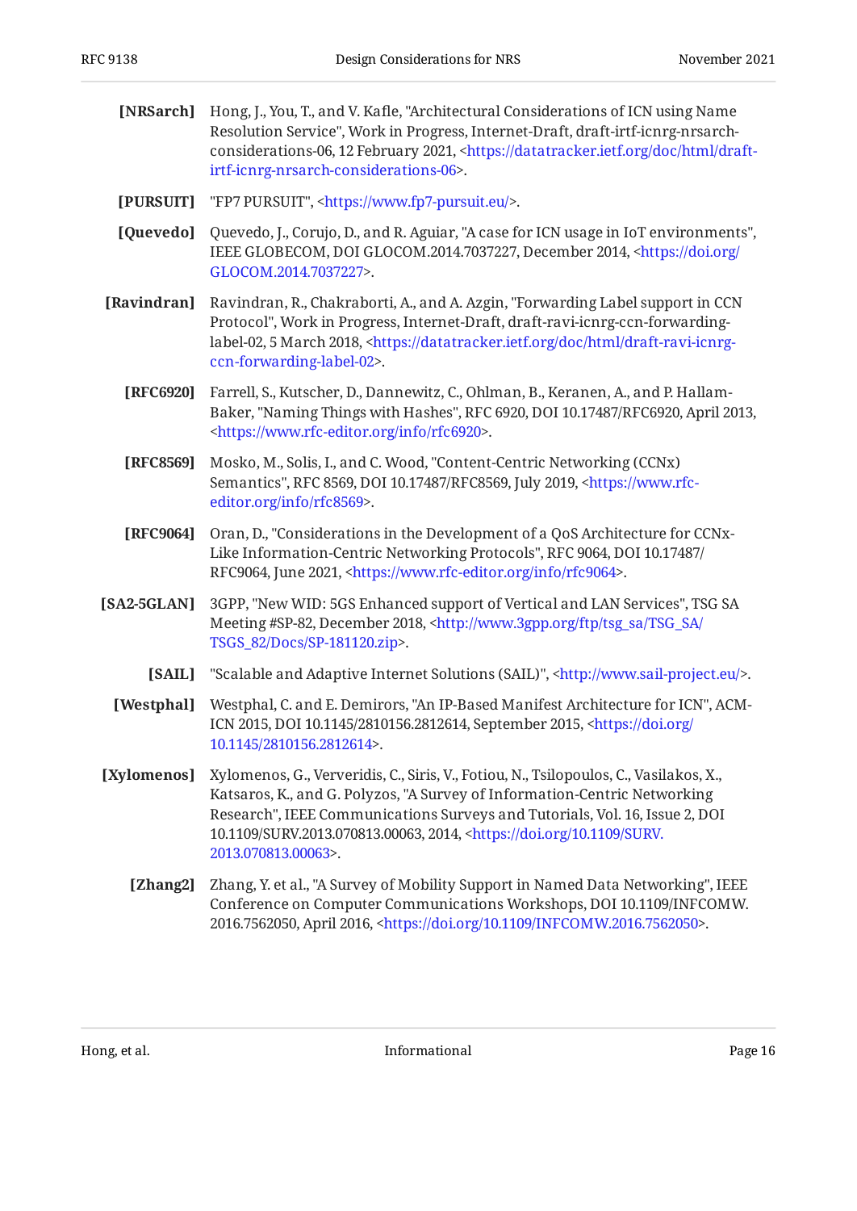**[NRSarch]** Hong, J., You, T., and V. Kafle, "Architectural Considerations of ICN using Name Resolution Service", Work in Progress, Internet-Draft, draft-irtf-icnrg-nrsarch-considerations-06, 12 February 2021, <https://datatracker.ietf.org/doc/html/draft-irtf-icnrg-nrsarch-considerations-06>.

**[PURSUIT]** "FP7 PURSUIT", <https://www.fp7-pursuit.eu/>.

**[Quevedo]** Quevedo, J., Corujo, D., and R. Aguiar, "A case for ICN usage in IoT environments", IEEE GLOBECOM, DOI GLOCOM.2014.7037227, December 2014, <https://doi.org/GLOCOM.2014.7037227>.

**[Ravindran]** Ravindran, R., Chakraborti, A., and A. Azgin, "Forwarding Label support in CCN Protocol", Work in Progress, Internet-Draft, draft-ravi-icnrg-ccn-forwarding-label-02, 5 March 2018, <https://datatracker.ietf.org/doc/html/draft-ravi-icnrg-ccn-forwarding-label-02>.

**[RFC6920]** Farrell, S., Kutscher, D., Dannewitz, C., Ohlman, B., Keranen, A., and P. Hallam-Baker, "Naming Things with Hashes", RFC 6920, DOI 10.17487/RFC6920, April 2013, <https://www.rfc-editor.org/info/rfc6920>.

**[RFC8569]** Mosko, M., Solis, I., and C. Wood, "Content-Centric Networking (CCNx) Semantics", RFC 8569, DOI 10.17487/RFC8569, July 2019, <https://www.rfc-editor.org/info/rfc8569>.

**[RFC9064]** Oran, D., "Considerations in the Development of a QoS Architecture for CCNx-Like Information-Centric Networking Protocols", RFC 9064, DOI 10.17487/RFC9064, June 2021, <https://www.rfc-editor.org/info/rfc9064>.

**[SA2-5GLAN]** 3GPP, "New WID: 5GS Enhanced support of Vertical and LAN Services", TSG SA Meeting #SP-82, December 2018, <http://www.3gpp.org/ftp/tsg_sa/TSG_SA/TSGS_82/Docs/SP-181120.zip>.

**[SAIL]** "Scalable and Adaptive Internet Solutions (SAIL)", <http://www.sail-project.eu/>.

**[Westphal]** Westphal, C. and E. Demirors, "An IP-Based Manifest Architecture for ICN", ACM-ICN 2015, DOI 10.1145/2810156.2812614, September 2015, <https://doi.org/10.1145/2810156.2812614>.

**[Xylomenos]** Xylomenos, G., Ververidis, C., Siris, V., Fotiou, N., Tsilopoulos, C., Vasilakos, X., Katsaros, K., and G. Polyzos, "A Survey of Information-Centric Networking Research", IEEE Communications Surveys and Tutorials, Vol. 16, Issue 2, DOI 10.1109/SURV.2013.070813.00063, 2014, <https://doi.org/10.1109/SURV.2013.070813.00063>.

**[Zhang2]** Zhang, Y. et al., "A Survey of Mobility Support in Named Data Networking", IEEE Conference on Computer Communications Workshops, DOI 10.1109/INFCOMW.2016.7562050, April 2016, <https://doi.org/10.1109/INFCOMW.2016.7562050>.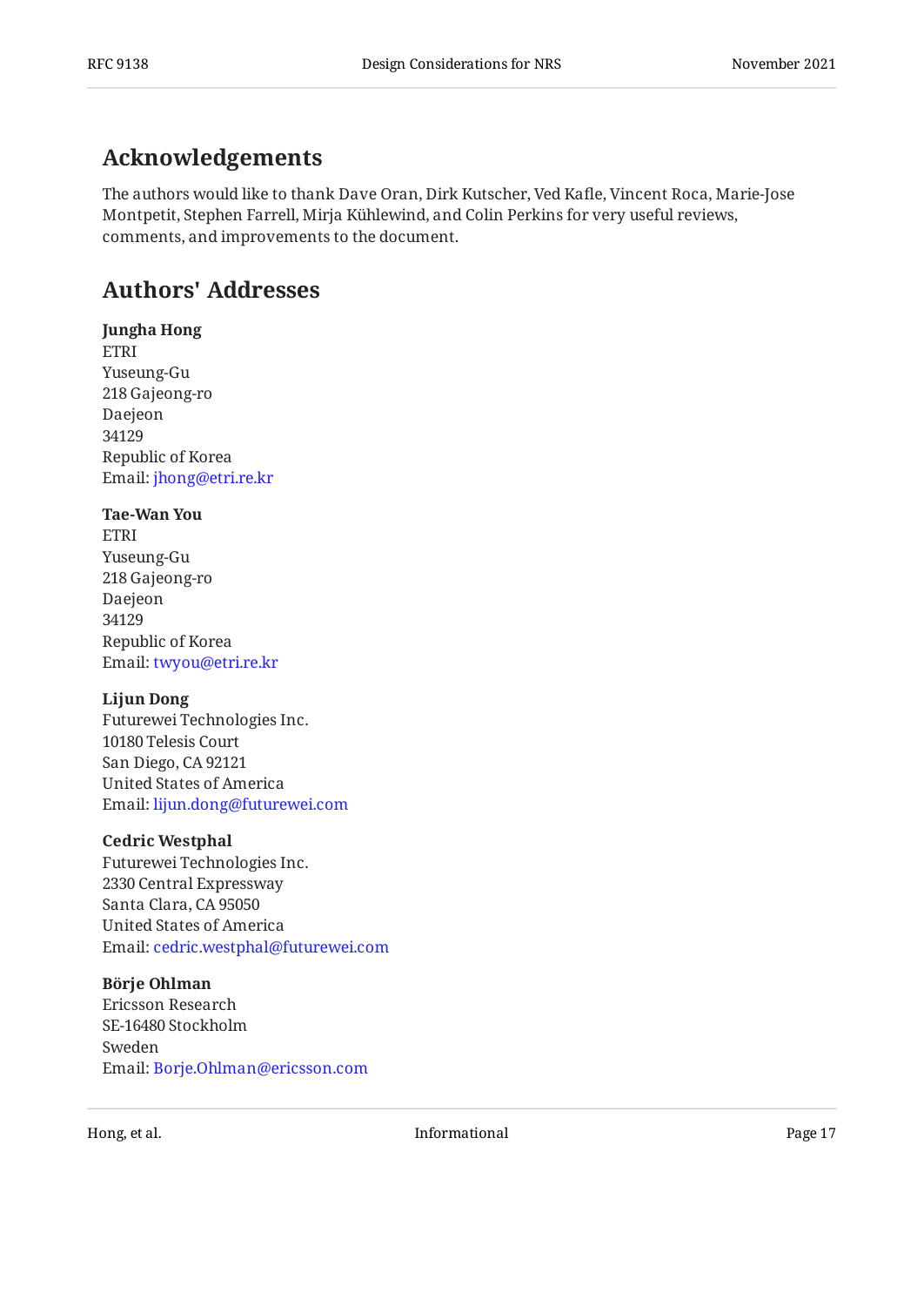## Acknowledgements

The authors would like to thank Dave Oran, Dirk Kutscher, Ved Kafle, Vincent Roca, Marie-Jose Montpetit, Stephen Farrell, Mirja Kühlewind, and Colin Perkins for very useful reviews, comments, and improvements to the document.

## Authors' Addresses

**Jungha Hong**  
ETRI  
Yuseung-Gu  
218 Gajeong-ro  
Daejeon  
34129  
Republic of Korea  
Email: jhong@etri.re.kr

**Tae-Wan You**  
ETRI  
Yuseung-Gu  
218 Gajeong-ro  
Daejeon  
34129  
Republic of Korea  
Email: twyou@etri.re.kr

**Lijun Dong**  
Futurewei Technologies Inc.  
10180 Telesis Court  
San Diego, CA 92121  
United States of America  
Email: lijun.dong@futurewei.com

**Cedric Westphal**  
Futurewei Technologies Inc.  
2330 Central Expressway  
Santa Clara, CA 95050  
United States of America  
Email: cedric.westphal@futurewei.com

**Börje Ohlman**  
Ericsson Research  
SE-16480 Stockholm  
Sweden  
Email: Borje.Ohlman@ericsson.com